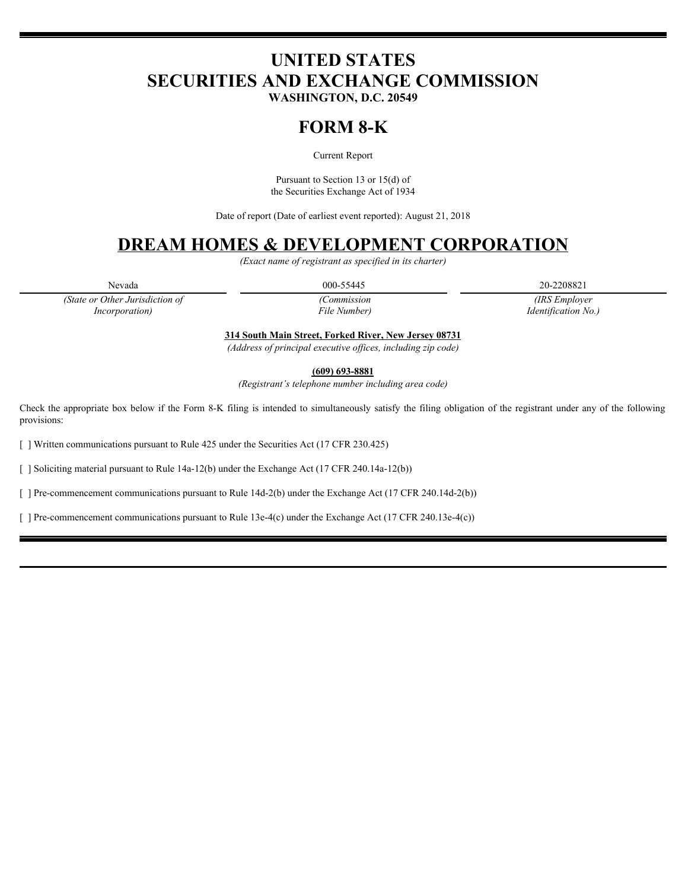# UNITED STATES
# SECURITIES AND EXCHANGE COMMISSION

**WASHINGTON, D.C. 20549**

# FORM 8-K

Current Report

Pursuant to Section 13 or 15(d) of
the Securities Exchange Act of 1934

Date of report (Date of earliest event reported): August 21, 2018

# DREAM HOMES & DEVELOPMENT CORPORATION

*(Exact name of registrant as specified in its charter)*

| Nevada | 000-55445 | 20-2208821 |
|---|---|---|
| *(State or Other Jurisdiction of Incorporation)* | *(Commission File Number)* | *(IRS Employer Identification No.)* |

**314 South Main Street, Forked River, New Jersey 08731**

*(Address of principal executive offices, including zip code)*

**(609) 693-8881**

*(Registrant's telephone number including area code)*

Check the appropriate box below if the Form 8-K filing is intended to simultaneously satisfy the filing obligation of the registrant under any of the following provisions:

[ ] Written communications pursuant to Rule 425 under the Securities Act (17 CFR 230.425)

[ ] Soliciting material pursuant to Rule 14a-12(b) under the Exchange Act (17 CFR 240.14a-12(b))

[ ] Pre-commencement communications pursuant to Rule 14d-2(b) under the Exchange Act (17 CFR 240.14d-2(b))

[ ] Pre-commencement communications pursuant to Rule 13e-4(c) under the Exchange Act (17 CFR 240.13e-4(c))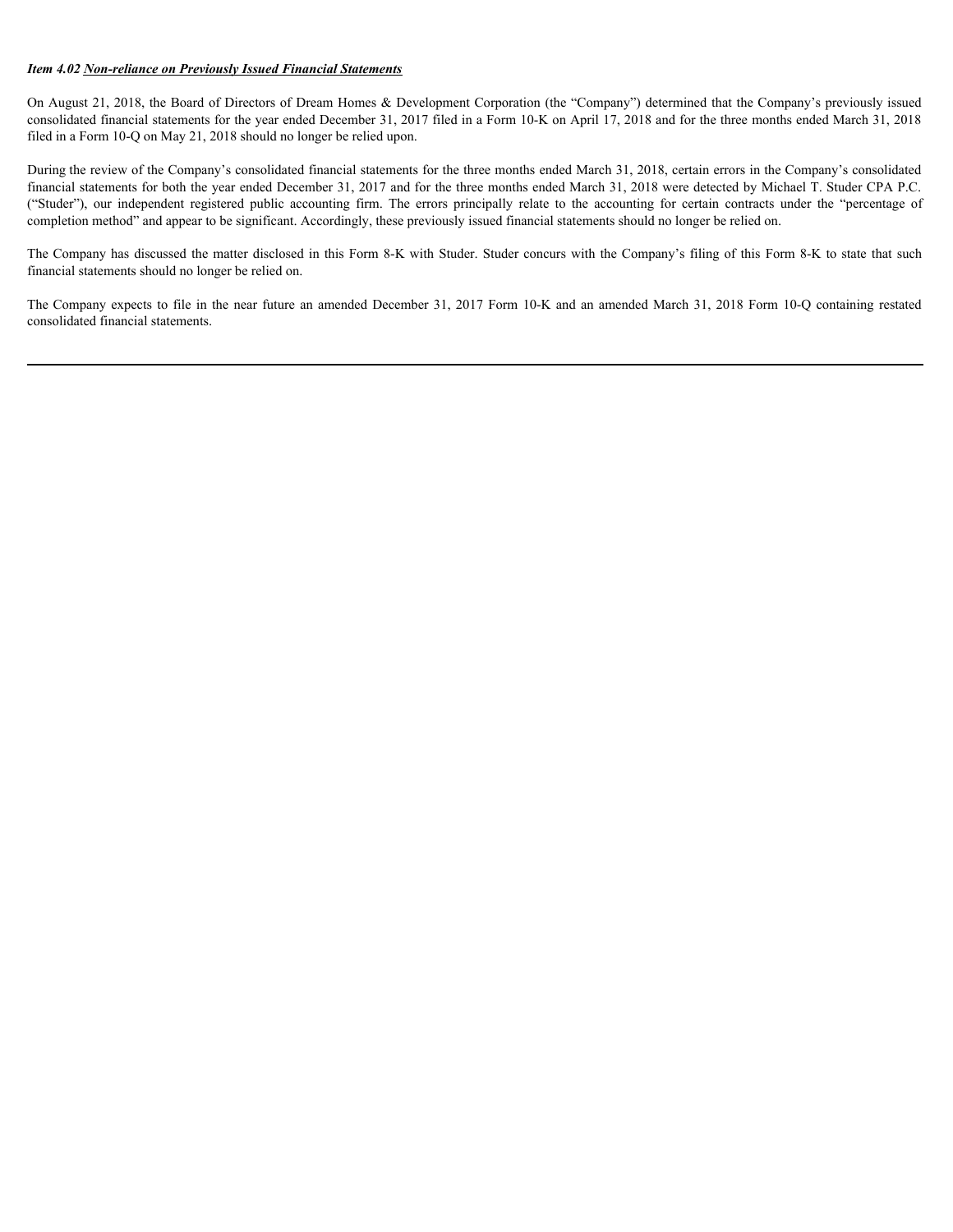***Item 4.02 <u>Non-reliance on Previously Issued Financial Statements</u>***

On August 21, 2018, the Board of Directors of Dream Homes & Development Corporation (the "Company") determined that the Company's previously issued consolidated financial statements for the year ended December 31, 2017 filed in a Form 10-K on April 17, 2018 and for the three months ended March 31, 2018 filed in a Form 10-Q on May 21, 2018 should no longer be relied upon.

During the review of the Company's consolidated financial statements for the three months ended March 31, 2018, certain errors in the Company's consolidated financial statements for both the year ended December 31, 2017 and for the three months ended March 31, 2018 were detected by Michael T. Studer CPA P.C. ("Studer"), our independent registered public accounting firm. The errors principally relate to the accounting for certain contracts under the "percentage of completion method" and appear to be significant. Accordingly, these previously issued financial statements should no longer be relied on.

The Company has discussed the matter disclosed in this Form 8-K with Studer. Studer concurs with the Company's filing of this Form 8-K to state that such financial statements should no longer be relied on.

The Company expects to file in the near future an amended December 31, 2017 Form 10-K and an amended March 31, 2018 Form 10-Q containing restated consolidated financial statements.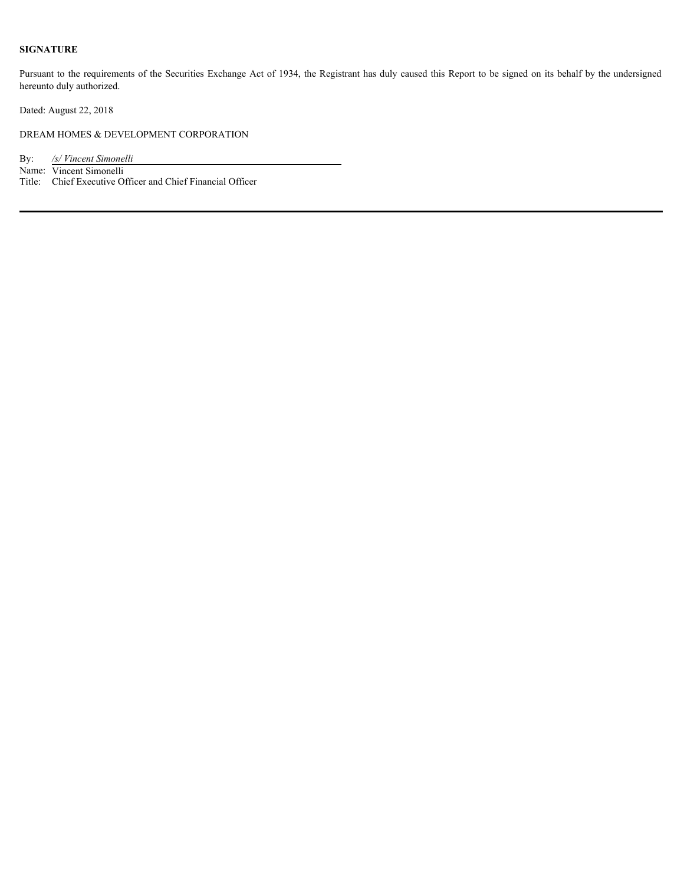**SIGNATURE**

Pursuant to the requirements of the Securities Exchange Act of 1934, the Registrant has duly caused this Report to be signed on its behalf by the undersigned hereunto duly authorized.

Dated: August 22, 2018

DREAM HOMES & DEVELOPMENT CORPORATION

By: */s/ Vincent Simonelli*
Name: Vincent Simonelli
Title: Chief Executive Officer and Chief Financial Officer